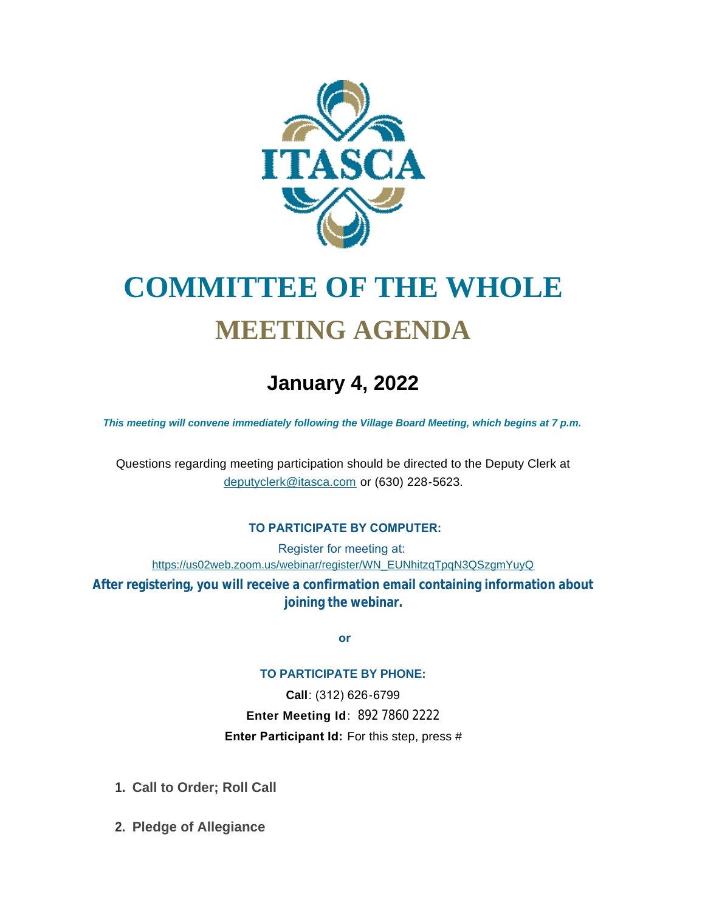ITASCA

# COMMITTEE OF THE WHOLE

# MEETING AGENDA

## January 4, 2022

***This meeting will convene immediately following the Village Board Meeting, which begins at 7 p.m.***

Questions regarding meeting participation should be directed to the Deputy Clerk at [deputyclerk@itasca.com](mailto:deputyclerk@itasca.com) or (630) 228-5623.

**TO PARTICIPATE BY COMPUTER:**

Register for meeting at:
[https://us02web.zoom.us/webinar/register/WN_EUNhitzqTpqN3QSzgmYuyQ](https://us02web.zoom.us/webinar/register/WN_EUNhitzqTpqN3QSzgmYuyQ)

**After registering, you will receive a confirmation email containing information about joining the webinar.**

**or**

**TO PARTICIPATE BY PHONE:**

**Call**: (312) 626-6799

**Enter Meeting Id**: 892 7860 2222

**Enter Participant Id:** For this step, press #

1. **Call to Order; Roll Call**

2. **Pledge of Allegiance**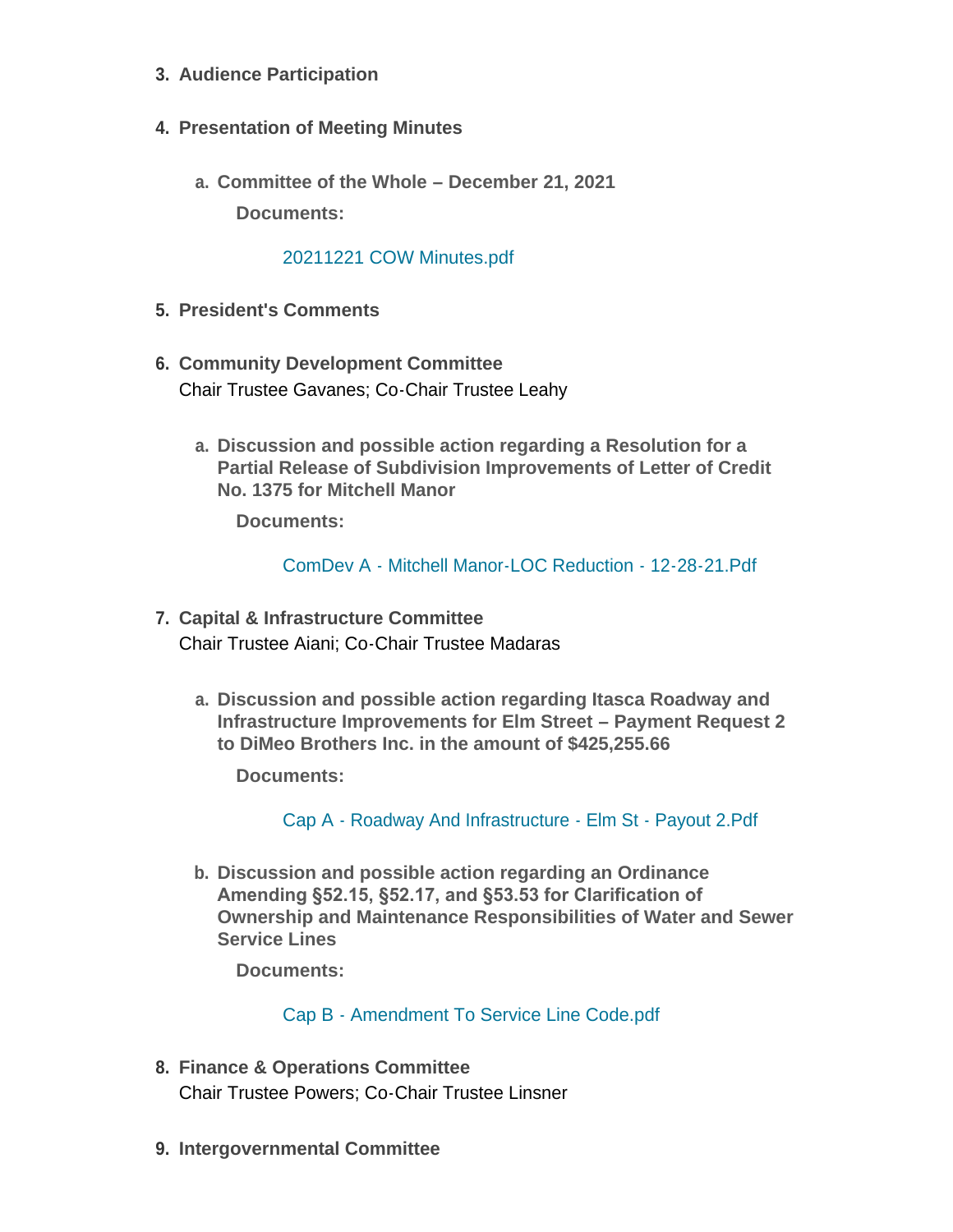3. **Audience Participation**

4. **Presentation of Meeting Minutes**

    a. **Committee of the Whole – December 21, 2021**

    **Documents:**

    20211221 COW Minutes.pdf

5. **President's Comments**

6. **Community Development Committee**
   Chair Trustee Gavanes; Co-Chair Trustee Leahy

    a. **Discussion and possible action regarding a Resolution for a Partial Release of Subdivision Improvements of Letter of Credit No. 1375 for Mitchell Manor**

    **Documents:**

    ComDev A - Mitchell Manor-LOC Reduction - 12-28-21.Pdf

7. **Capital & Infrastructure Committee**
   Chair Trustee Aiani; Co-Chair Trustee Madaras

    a. **Discussion and possible action regarding Itasca Roadway and Infrastructure Improvements for Elm Street – Payment Request 2 to DiMeo Brothers Inc. in the amount of $425,255.66**

    **Documents:**

    Cap A - Roadway And Infrastructure - Elm St - Payout 2.Pdf

    b. **Discussion and possible action regarding an Ordinance Amending §52.15, §52.17, and §53.53 for Clarification of Ownership and Maintenance Responsibilities of Water and Sewer Service Lines**

    **Documents:**

    Cap B - Amendment To Service Line Code.pdf

8. **Finance & Operations Committee**
   Chair Trustee Powers; Co-Chair Trustee Linsner

9. **Intergovernmental Committee**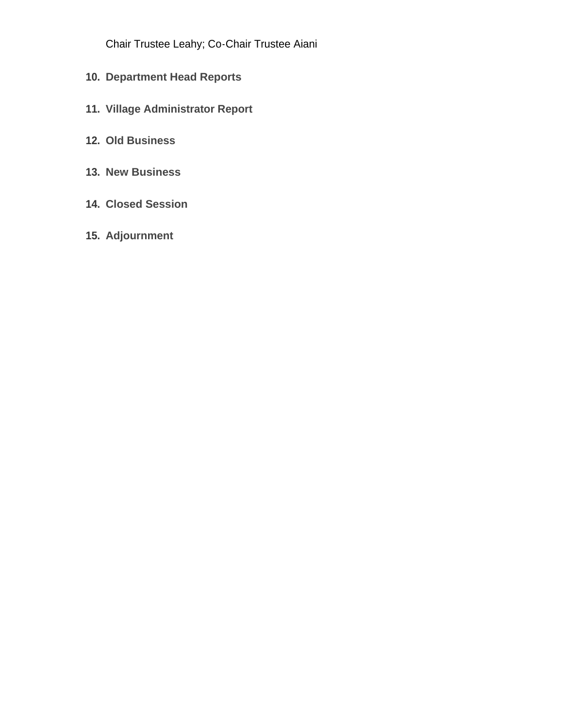Chair Trustee Leahy; Co-Chair Trustee Aiani

10. **Department Head Reports**

11. **Village Administrator Report**

12. **Old Business**

13. **New Business**

14. **Closed Session**

15. **Adjournment**